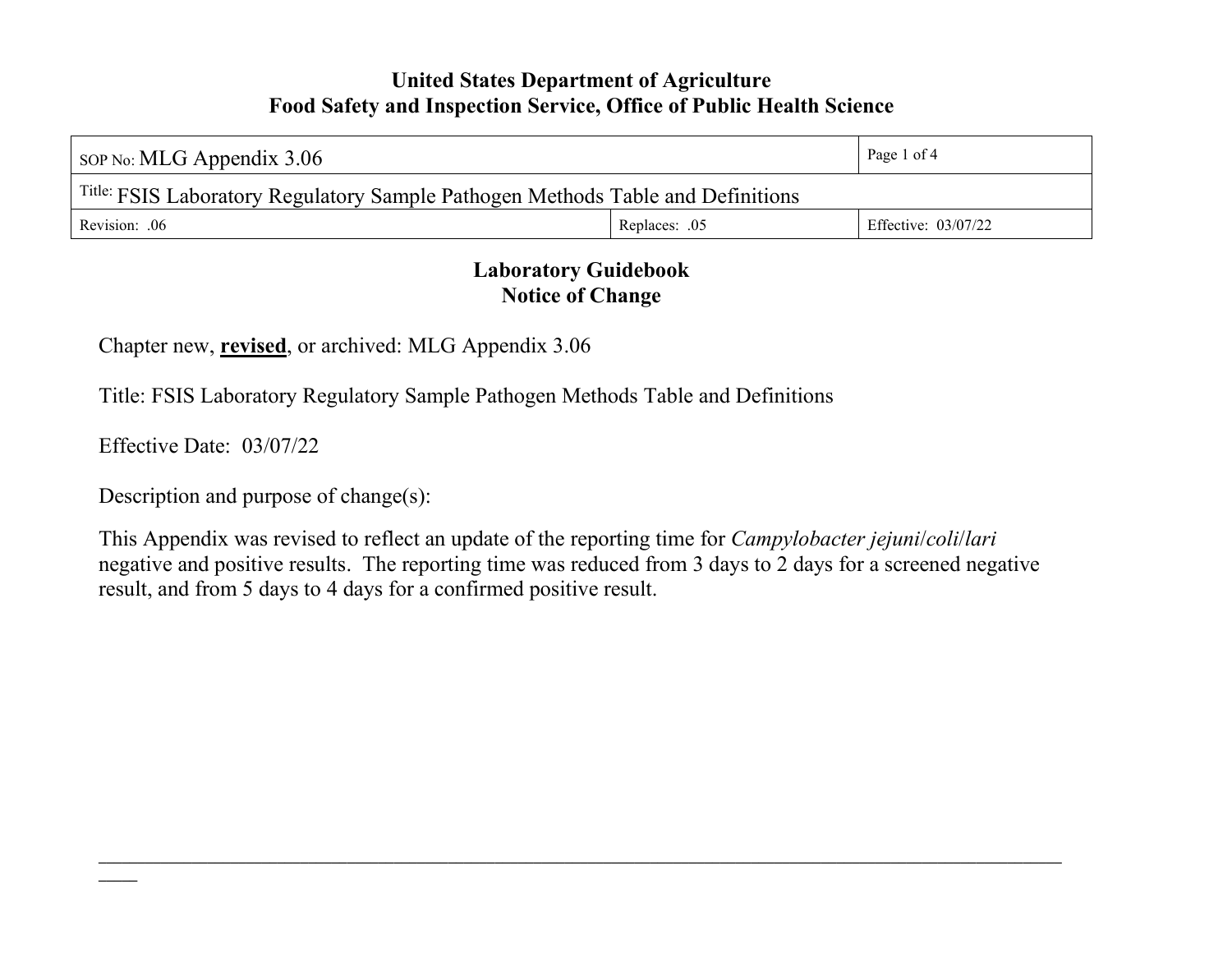**United States Department of Agriculture**
**Food Safety and Inspection Service, Office of Public Health Science**

| SOP No: MLG Appendix 3.06 | | Page 1 of 4 |
|---|---|---|
| Title: FSIS Laboratory Regulatory Sample Pathogen Methods Table and Definitions | | |
| Revision: .06 | Replaces: .05 | Effective: 03/07/22 |

## Laboratory Guidebook
## Notice of Change

Chapter new, **revised**, or archived: MLG Appendix 3.06

Title: FSIS Laboratory Regulatory Sample Pathogen Methods Table and Definitions

Effective Date: 03/07/22

Description and purpose of change(s):

This Appendix was revised to reflect an update of the reporting time for *Campylobacter jejuni*/*coli*/*lari* negative and positive results. The reporting time was reduced from 3 days to 2 days for a screened negative result, and from 5 days to 4 days for a confirmed positive result.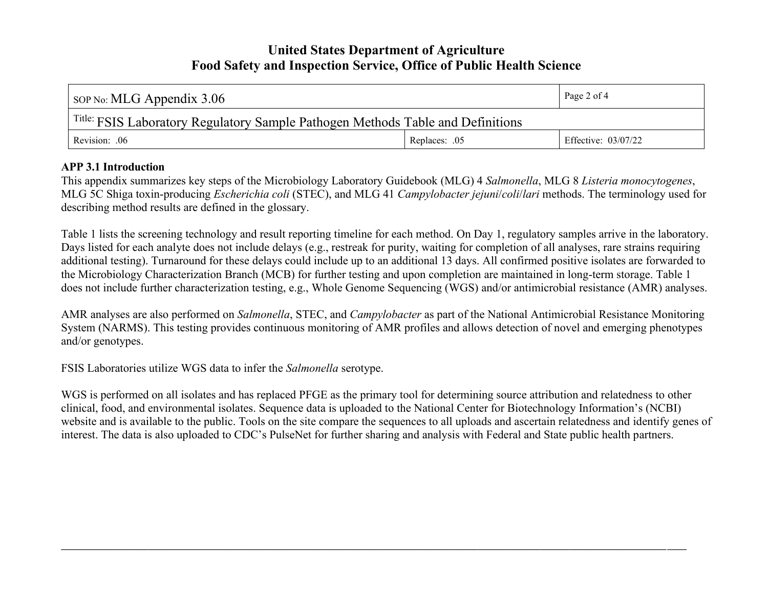## APP 3.1 Introduction

This appendix summarizes key steps of the Microbiology Laboratory Guidebook (MLG) 4 *Salmonella*, MLG 8 *Listeria monocytogenes*, MLG 5C Shiga toxin-producing *Escherichia coli* (STEC), and MLG 41 *Campylobacter jejuni*/*coli*/*lari* methods. The terminology used for describing method results are defined in the glossary.

Table 1 lists the screening technology and result reporting timeline for each method. On Day 1, regulatory samples arrive in the laboratory. Days listed for each analyte does not include delays (e.g., restreak for purity, waiting for completion of all analyses, rare strains requiring additional testing). Turnaround for these delays could include up to an additional 13 days. All confirmed positive isolates are forwarded to the Microbiology Characterization Branch (MCB) for further testing and upon completion are maintained in long-term storage. Table 1 does not include further characterization testing, e.g., Whole Genome Sequencing (WGS) and/or antimicrobial resistance (AMR) analyses.

AMR analyses are also performed on *Salmonella*, STEC, and *Campylobacter* as part of the National Antimicrobial Resistance Monitoring System (NARMS). This testing provides continuous monitoring of AMR profiles and allows detection of novel and emerging phenotypes and/or genotypes.

FSIS Laboratories utilize WGS data to infer the *Salmonella* serotype.

WGS is performed on all isolates and has replaced PFGE as the primary tool for determining source attribution and relatedness to other clinical, food, and environmental isolates. Sequence data is uploaded to the National Center for Biotechnology Information's (NCBI) website and is available to the public. Tools on the site compare the sequences to all uploads and ascertain relatedness and identify genes of interest. The data is also uploaded to CDC's PulseNet for further sharing and analysis with Federal and State public health partners.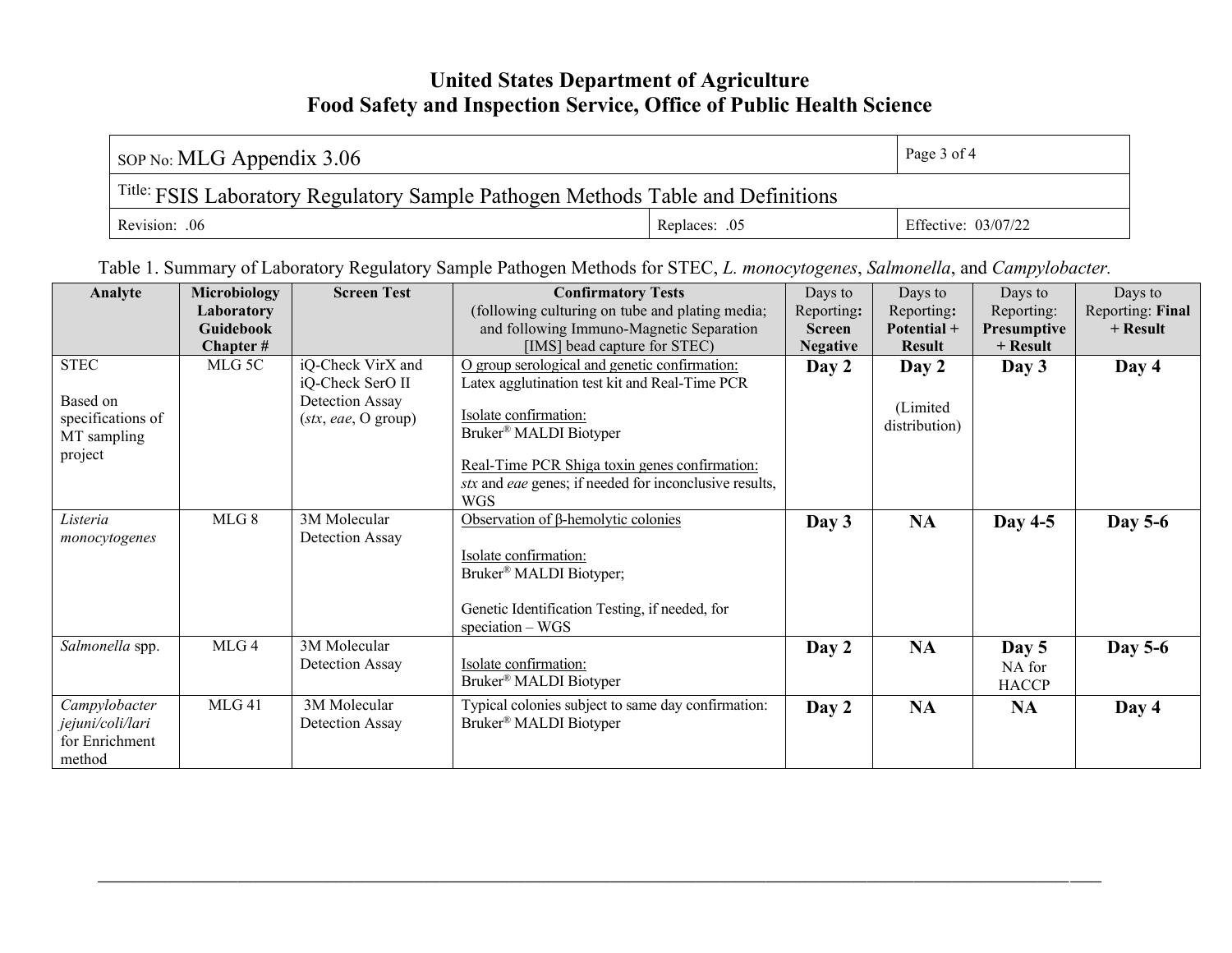Table 1. Summary of Laboratory Regulatory Sample Pathogen Methods for STEC, *L. monocytogenes*, *Salmonella*, and *Campylobacter.*

| Analyte | Microbiology Laboratory Guidebook Chapter # | Screen Test | Confirmatory Tests (following culturing on tube and plating media; and following Immuno-Magnetic Separation [IMS] bead capture for STEC) | Days to Reporting: **Screen Negative** | Days to Reporting: **Potential + Result** | Days to Reporting: **Presumptive + Result** | Days to Reporting: **Final + Result** |
|---|---|---|---|---|---|---|---|
| STEC<br><br>Based on specifications of MT sampling project | MLG 5C | iQ-Check VirX and iQ-Check SerO II Detection Assay (*stx*, *eae*, O group) | O group serological and genetic confirmation:<br>Latex agglutination test kit and Real-Time PCR<br><br>Isolate confirmation:<br>Bruker® MALDI Biotyper<br><br>Real-Time PCR Shiga toxin genes confirmation:<br>*stx* and *eae* genes; if needed for inconclusive results, WGS | **Day 2** | **Day 2**<br><br>(Limited distribution) | **Day 3** | **Day 4** |
| *Listeria monocytogenes* | MLG 8 | 3M Molecular Detection Assay | Observation of β-hemolytic colonies<br><br>Isolate confirmation:<br>Bruker® MALDI Biotyper;<br><br>Genetic Identification Testing, if needed, for speciation – WGS | **Day 3** | **NA** | **Day 4-5** | **Day 5-6** |
| *Salmonella* spp. | MLG 4 | 3M Molecular Detection Assay | Isolate confirmation:<br>Bruker® MALDI Biotyper | **Day 2** | **NA** | **Day 5**<br>NA for HACCP | **Day 5-6** |
| *Campylobacter jejuni/coli/lari* for Enrichment method | MLG 41 | 3M Molecular Detection Assay | Typical colonies subject to same day confirmation: Bruker® MALDI Biotyper | **Day 2** | **NA** | **NA** | **Day 4** |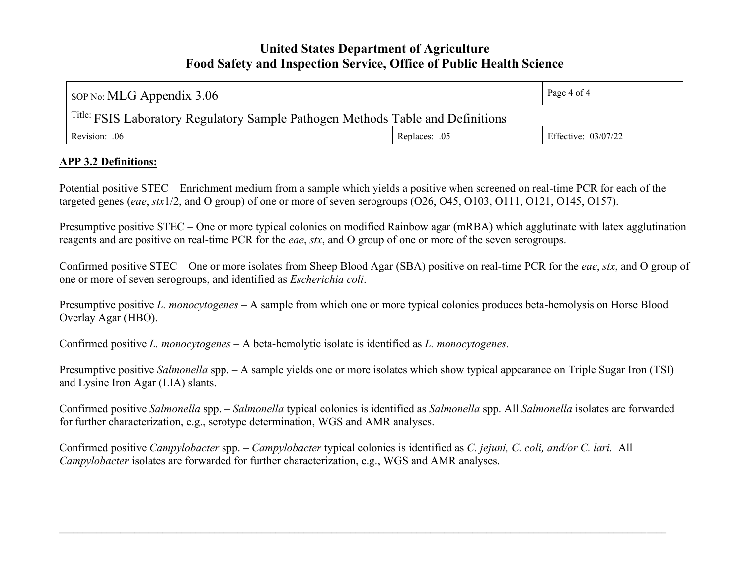**APP 3.2 Definitions:**

Potential positive STEC – Enrichment medium from a sample which yields a positive when screened on real-time PCR for each of the targeted genes (*eae*, *stx*1/2, and O group) of one or more of seven serogroups (O26, O45, O103, O111, O121, O145, O157).

Presumptive positive STEC – One or more typical colonies on modified Rainbow agar (mRBA) which agglutinate with latex agglutination reagents and are positive on real-time PCR for the *eae*, *stx*, and O group of one or more of the seven serogroups.

Confirmed positive STEC – One or more isolates from Sheep Blood Agar (SBA) positive on real-time PCR for the *eae*, *stx*, and O group of one or more of seven serogroups, and identified as *Escherichia coli*.

Presumptive positive *L. monocytogenes* – A sample from which one or more typical colonies produces beta-hemolysis on Horse Blood Overlay Agar (HBO).

Confirmed positive *L. monocytogenes* – A beta-hemolytic isolate is identified as *L. monocytogenes.*

Presumptive positive *Salmonella* spp. – A sample yields one or more isolates which show typical appearance on Triple Sugar Iron (TSI) and Lysine Iron Agar (LIA) slants.

Confirmed positive *Salmonella* spp. – *Salmonella* typical colonies is identified as *Salmonella* spp. All *Salmonella* isolates are forwarded for further characterization, e.g., serotype determination, WGS and AMR analyses.

Confirmed positive *Campylobacter* spp. – *Campylobacter* typical colonies is identified as *C. jejuni, C. coli, and/or C. lari.* All *Campylobacter* isolates are forwarded for further characterization, e.g., WGS and AMR analyses.